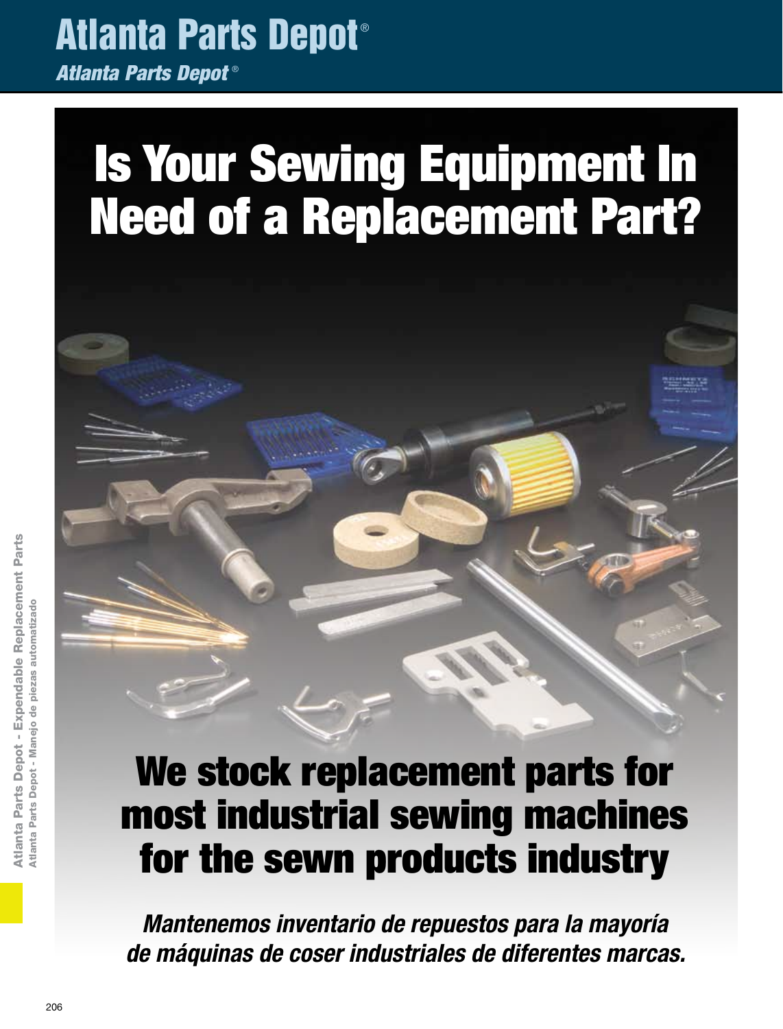# Is Your Sewing Equipment In Need of a Replacement Part?

## We stock replacement parts for most industrial sewing machines for the sewn products industry

***Mantenemos inventario de repuestos para la mayoría de máquinas de coser industriales de diferentes marcas.***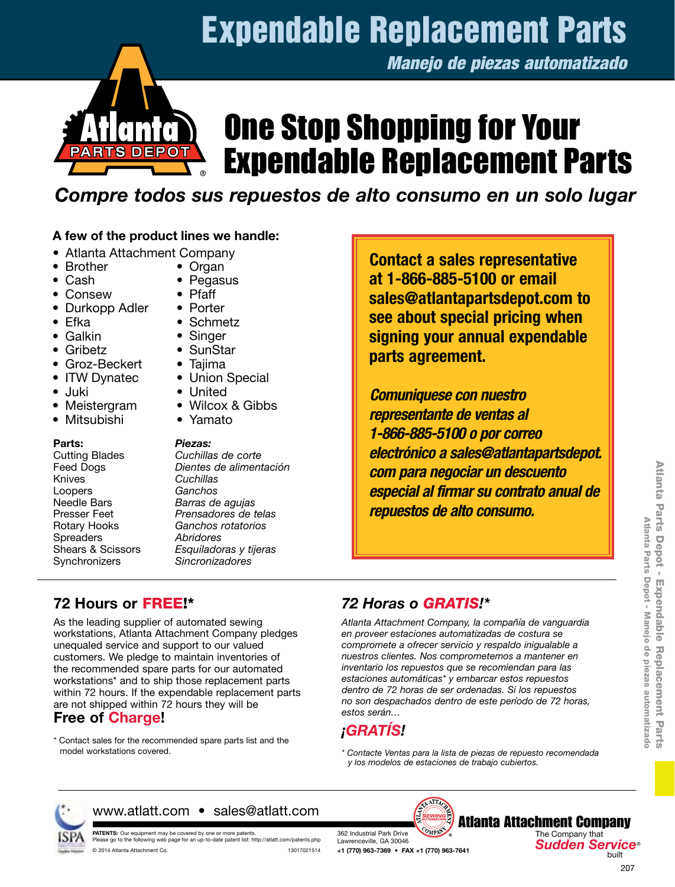# Expendable Replacement Parts

*Manejo de piezas automatizado*

Atlanta PARTS DEPOT®

# One Stop Shopping for Your Expendable Replacement Parts

***Compre todos sus repuestos de alto consumo en un solo lugar***

**A few of the product lines we handle:**

- Atlanta Attachment Company
- Brother
- Cash
- Consew
- Durkopp Adler
- Efka
- Galkin
- Gribetz
- Groz-Beckert
- ITW Dynatec
- Juki
- Meistergram
- Mitsubishi
- Organ
- Pegasus
- Pfaff
- Porter
- Schmetz
- Singer
- SunStar
- Tajima
- Union Special
- United
- Wilcox & Gibbs
- Yamato

| **Parts:** | ***Piezas:*** |
|---|---|
| Cutting Blades | *Cuchillas de corte* |
| Feed Dogs | *Dientes de alimentación* |
| Knives | *Cuchillas* |
| Loopers | *Ganchos* |
| Needle Bars | *Barras de agujas* |
| Presser Feet | *Prensadores de telas* |
| Rotary Hooks | *Ganchos rotatorios* |
| Spreaders | *Abridores* |
| Shears & Scissors | *Esquiladoras y tijeras* |
| Synchronizers | *Sincronizadores* |

**Contact a sales representative at 1-866-885-5100 or email sales@atlantapartsdepot.com to see about special pricing when signing your annual expendable parts agreement.**

***Comuniquese con nuestro representante de ventas al 1-866-885-5100 o por correo electrónico a sales@atlantapartsdepot.com para negociar un descuento especial al firmar su contrato anual de repuestos de alto consumo.***

## 72 Hours or FREE!*

As the leading supplier of automated sewing workstations, Atlanta Attachment Company pledges unequaled service and support to our valued customers. We pledge to maintain inventories of the recommended spare parts for our automated workstations* and to ship those replacement parts within 72 hours. If the expendable replacement parts are not shipped within 72 hours they will be

**Free of Charge!**

\* Contact sales for the recommended spare parts list and the model workstations covered.

## *72 Horas o GRATIS!**

*Atlanta Attachment Company, la compañía de vanguardia en proveer estaciones automatizadas de costura se compromete a ofrecer servicio y respaldo inigualable a nuestros clientes. Nos comprometemos a mantener en inventario los repuestos que se recomiendan para las estaciones automáticas* y embarcar estos repuestos dentro de 72 horas de ser ordenadas. Si los repuestos no son despachados dentro de este período de 72 horas, estos serán…*

***¡GRATÍS!***

*\* Contacte Ventas para la lista de piezas de repuesto recomendada y los modelos de estaciones de trabajo cubiertos.*

Atlanta Parts Depot - Expendable Replacement Parts
Atlanta Parts Depot - Manejo de piezas automatizado

www.atlatt.com • sales@atlatt.com

**PATENTS:** Our equipment may be covered by one or more patents. Please go to the following web page for an up-to-date patent list: http://atlatt.com/patents.php

© 2014 Atlanta Attachment Co. 13017021514

362 Industrial Park Drive
Lawrenceville, GA 30046
**+1 (770) 963-7369 • FAX +1 (770) 963-7641**

**Atlanta Attachment Company**
The Company that *Sudden Service*® built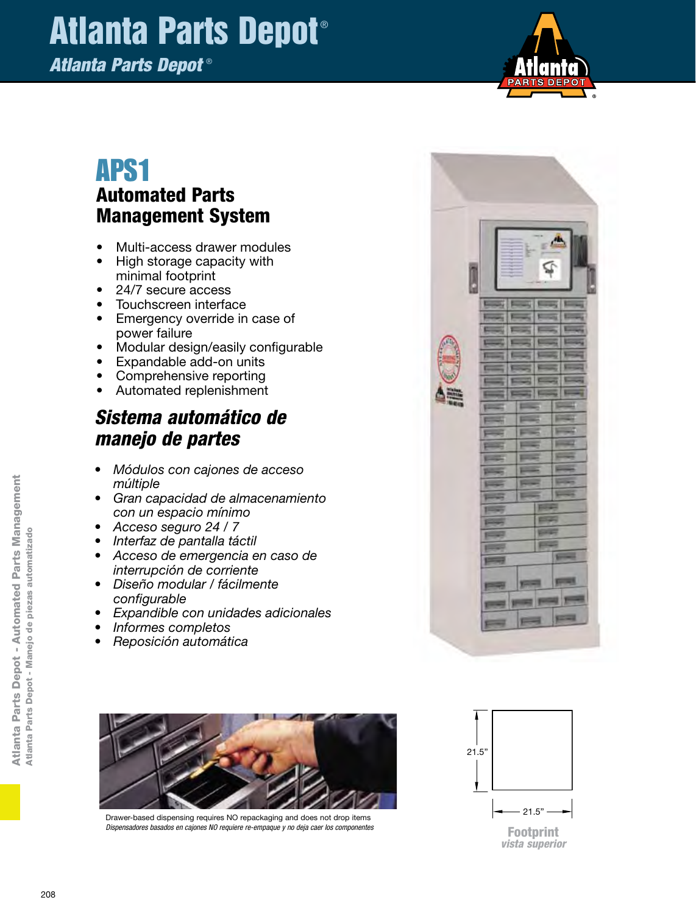# Atlanta Parts Depot®

*Atlanta Parts Depot®*

## APS1

### Automated Parts Management System

- Multi-access drawer modules
- High storage capacity with minimal footprint
- 24/7 secure access
- Touchscreen interface
- Emergency override in case of power failure
- Modular design/easily configurable
- Expandable add-on units
- Comprehensive reporting
- Automated replenishment

### *Sistema automático de manejo de partes*

- *Módulos con cajones de acceso múltiple*
- *Gran capacidad de almacenamiento con un espacio mínimo*
- *Acceso seguro 24 / 7*
- *Interfaz de pantalla táctil*
- *Acceso de emergencia en caso de interrupción de corriente*
- *Diseño modular / fácilmente configurable*
- *Expandible con unidades adicionales*
- *Informes completos*
- *Reposición automática*

Drawer-based dispensing requires NO repackaging and does not drop items

*Dispensadores basados en cajones NO requiere re-empaque y no deja caer los componentes*

21.5"

21.5"

**Footprint**

*vista superior*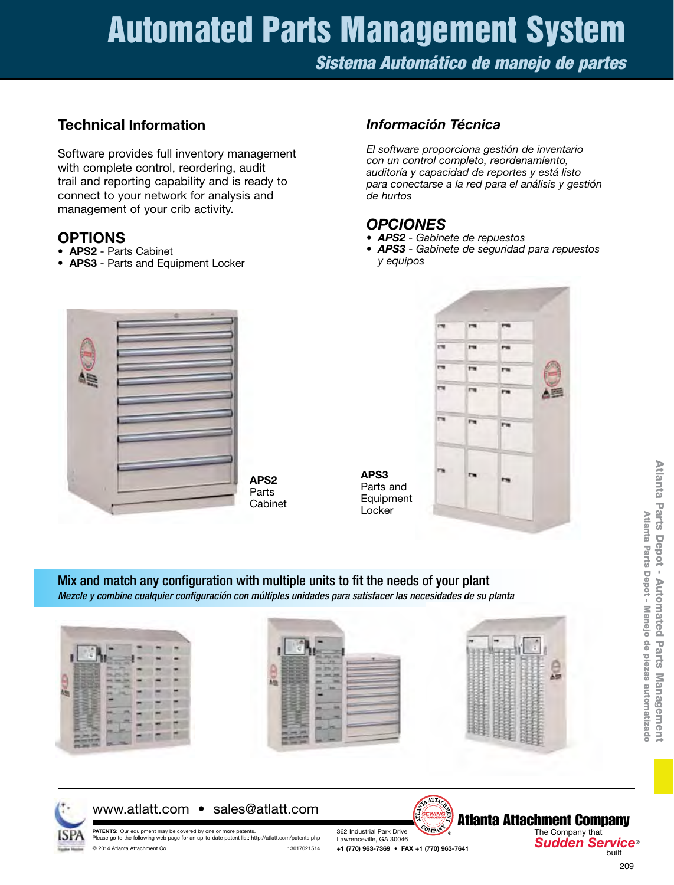# Automated Parts Management System

## *Sistema Automático de manejo de partes*

### Technical Information

Software provides full inventory management with complete control, reordering, audit trail and reporting capability and is ready to connect to your network for analysis and management of your crib activity.

### OPTIONS

- **APS2** - Parts Cabinet
- **APS3** - Parts and Equipment Locker

### *Información Técnica*

*El software proporciona gestión de inventario con un control completo, reordenamiento, auditoría y capacidad de reportes y está listo para conectarse a la red para el análisis y gestión de hurtos*

### *OPCIONES*

- ***APS2*** *- Gabinete de repuestos*
- ***APS3*** *- Gabinete de seguridad para repuestos y equipos*

**APS2**
Parts
Cabinet

**APS3**
Parts and
Equipment
Locker

**Mix and match any configuration with multiple units to fit the needs of your plant**

*Mezcle y combine cualquier configuración con múltiples unidades para satisfacer las necesidades de su planta*

Atlanta Parts Depot - Automated Parts Management

*Atlanta Parts Depot - Manejo de piezas automatizado*

www.atlatt.com • sales@atlatt.com

**PATENTS:** Our equipment may be covered by one or more patents.
Please go to the following web page for an up-to-date patent list: http://atlatt.com/patents.php

© 2014 Atlanta Attachment Co. 13017021514

362 Industrial Park Drive
Lawrenceville, GA 30046
**+1 (770) 963-7369 • FAX +1 (770) 963-7641**

**Atlanta Attachment Company**
The Company that *Sudden Service*® built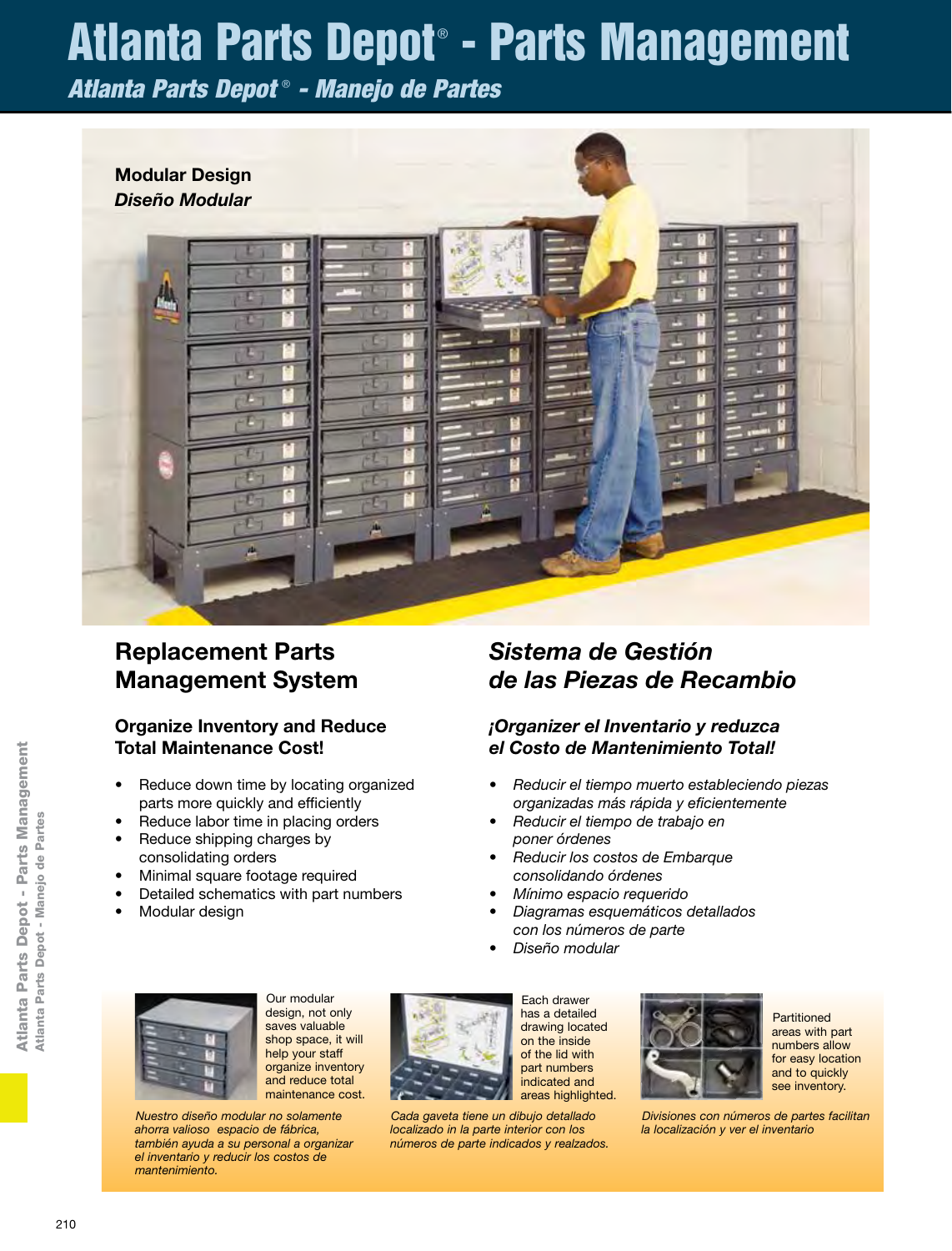# Atlanta Parts Depot® - Parts Management

*Atlanta Parts Depot® - Manejo de Partes*

**Modular Design**

***Diseño Modular***

## Replacement Parts Management System

### Organize Inventory and Reduce Total Maintenance Cost!

- Reduce down time by locating organized parts more quickly and efficiently
- Reduce labor time in placing orders
- Reduce shipping charges by consolidating orders
- Minimal square footage required
- Detailed schematics with part numbers
- Modular design

## *Sistema de Gestión de las Piezas de Recambio*

### *¡Organizer el Inventario y reduzca el Costo de Mantenimiento Total!*

- *Reducir el tiempo muerto estableciendo piezas organizadas más rápida y eficientemente*
- *Reducir el tiempo de trabajo en poner órdenes*
- *Reducir los costos de Embarque consolidando órdenes*
- *Mínimo espacio requerido*
- *Diagramas esquemáticos detallados con los números de parte*
- *Diseño modular*

Our modular design, not only saves valuable shop space, it will help your staff organize inventory and reduce total maintenance cost.

*Nuestro diseño modular no solamente ahorra valioso espacio de fábrica, también ayuda a su personal a organizar el inventario y reducir los costos de mantenimiento.*

Each drawer has a detailed drawing located on the inside of the lid with part numbers indicated and areas highlighted.

*Cada gaveta tiene un dibujo detallado localizado in la parte interior con los números de parte indicados y realzados.*

Partitioned areas with part numbers allow for easy location and to quickly see inventory.

*Divisiones con números de partes facilitan la localización y ver el inventario*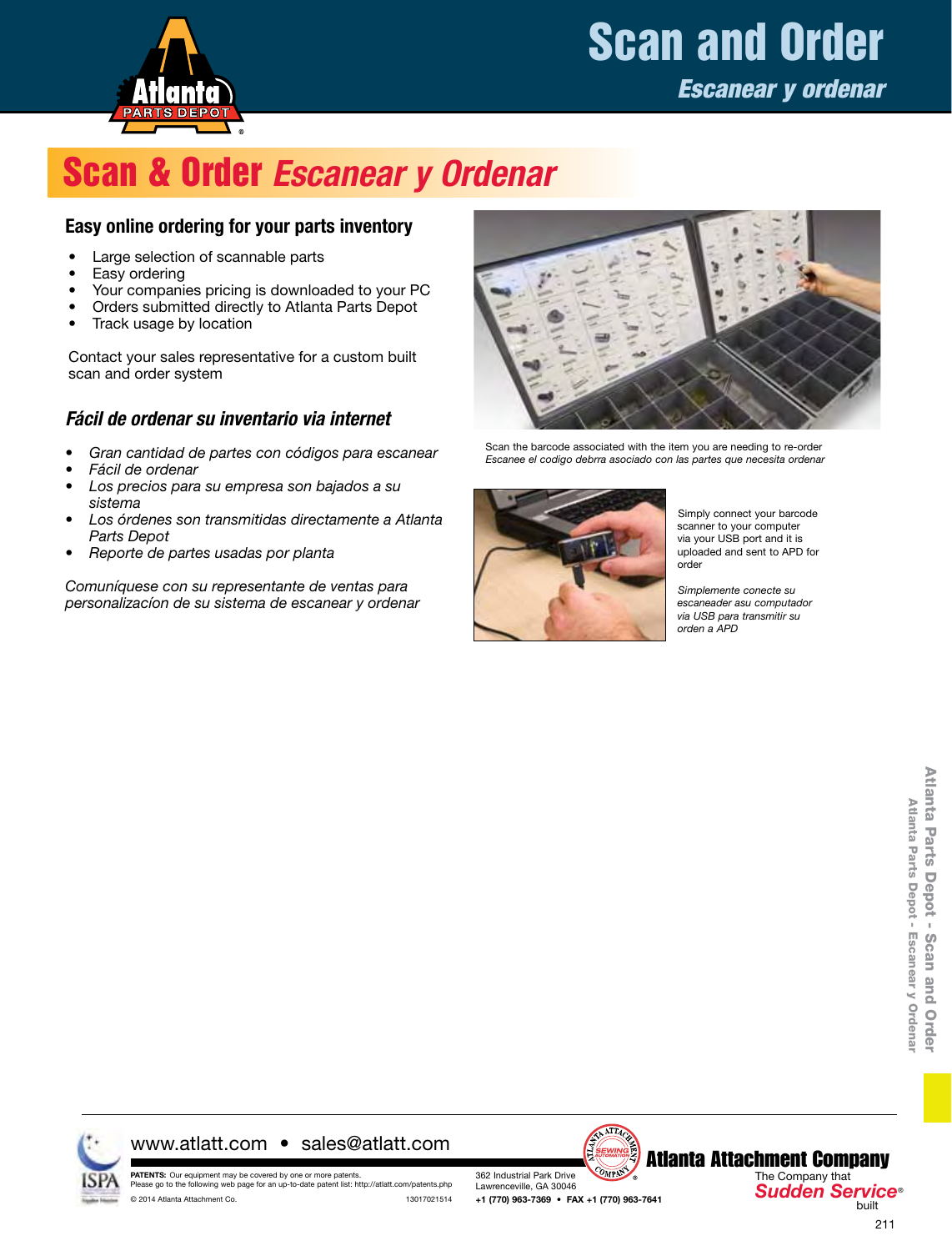# Scan & Order *Escanear y Ordenar*

## Easy online ordering for your parts inventory

- Large selection of scannable parts
- Easy ordering
- Your companies pricing is downloaded to your PC
- Orders submitted directly to Atlanta Parts Depot
- Track usage by location

Contact your sales representative for a custom built scan and order system

## *Fácil de ordenar su inventario via internet*

- *Gran cantidad de partes con códigos para escanear*
- *Fácil de ordenar*
- *Los precios para su empresa son bajados a su sistema*
- *Los órdenes son transmitidas directamente a Atlanta Parts Depot*
- *Reporte de partes usadas por planta*

*Comuníquese con su representante de ventas para personalizacíon de su sistema de escanear y ordenar*

Scan the barcode associated with the item you are needing to re-order
*Escanee el codigo debrra asociado con las partes que necesita ordenar*

Simply connect your barcode scanner to your computer via your USB port and it is uploaded and sent to APD for order

*Simplemente conecte su escaneader asu computador via USB para transmitir su orden a APD*

www.atlatt.com • sales@atlatt.com

**PATENTS:** Our equipment may be covered by one or more patents. Please go to the following web page for an up-to-date patent list: http://atlatt.com/patents.php

© 2014 Atlanta Attachment Co. 13017021514

362 Industrial Park Drive
Lawrenceville, GA 30046
**+1 (770) 963-7369 • FAX +1 (770) 963-7641**

**Atlanta Attachment Company**
The Company that *Sudden Service*® built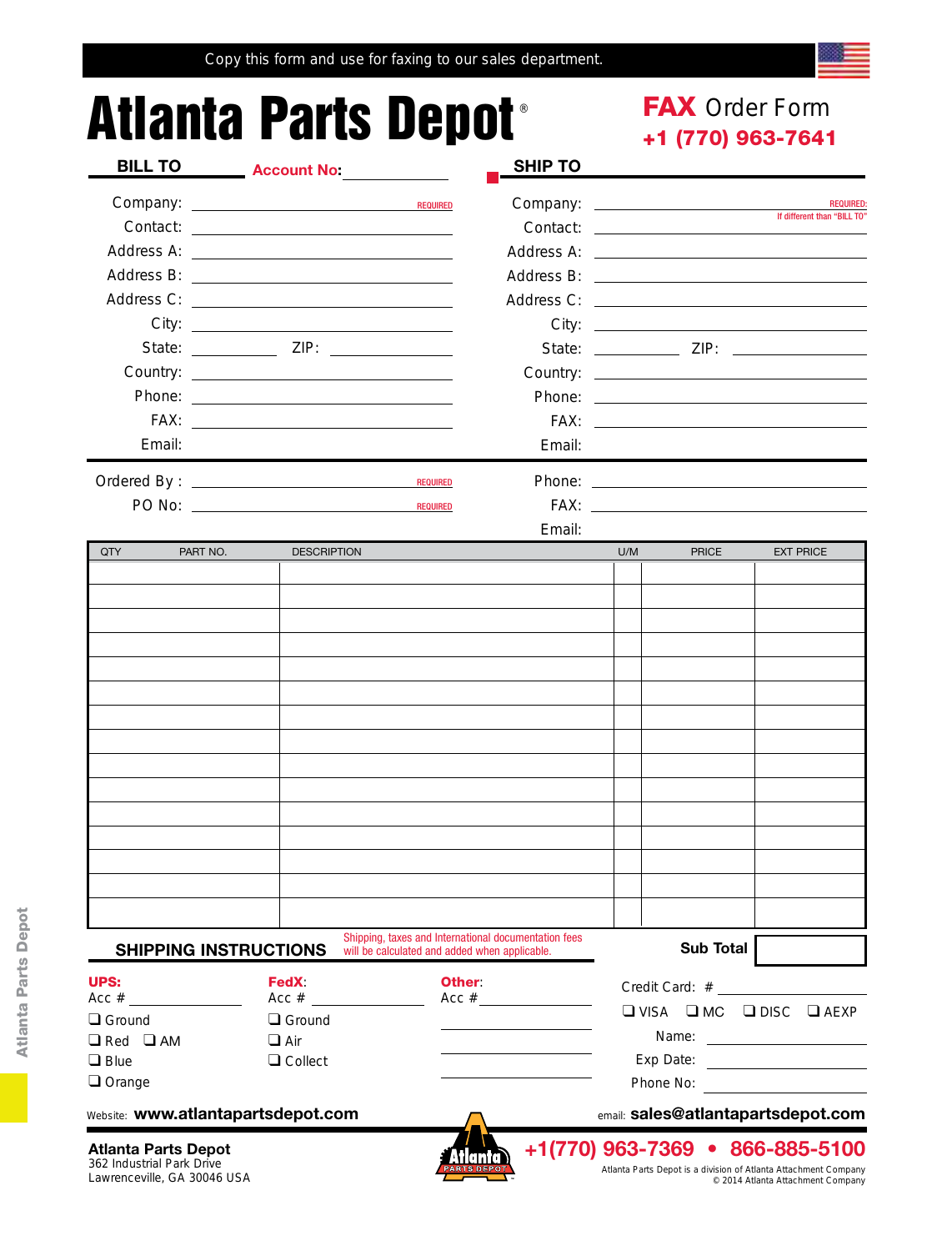Copy this form and use for faxing to our sales department.

# Atlanta Parts Depot®

**FAX** Order Form
**+1 (770) 963-7641**

## BILL TO

**Account No:** ____________

Company: ____________ REQUIRED
Contact: ____________
Address A: ____________
Address B: ____________
Address C: ____________
City: ____________
State: ______ ZIP: ______
Country: ____________
Phone: ____________
FAX: ____________
Email:

## SHIP TO

Company: ____________ REQUIRED: If different than "BILL TO"
Contact: ____________
Address A: ____________
Address B: ____________
Address C: ____________
City: ____________
State: ______ ZIP: ______
Country: ____________
Phone: ____________
FAX: ____________
Email:

Ordered By : ____________ REQUIRED
PO No: ____________ REQUIRED

Phone: ____________
FAX: ____________
Email:

| QTY | PART NO. | DESCRIPTION | U/M | PRICE | EXT PRICE |
|---|---|---|---|---|---|
| | | | | | |
| | | | | | |
| | | | | | |
| | | | | | |
| | | | | | |
| | | | | | |
| | | | | | |
| | | | | | |
| | | | | | |
| | | | | | |
| | | | | | |
| | | | | | |
| | | | | | |
| | | | | | |
| | | | | | |

## SHIPPING INSTRUCTIONS

Shipping, taxes and International documentation fees will be calculated and added when applicable.

**Sub Total** ____________

**UPS:**
Acc # ____________
❑ Ground
❑ Red ❑ AM
❑ Blue
❑ Orange

**FedX:**
Acc # ____________
❑ Ground
❑ Air
❑ Collect

**Other:**
Acc # ____________

Credit Card: # ____________
❑ VISA ❑ MC ❑ DISC ❑ AEXP
Name: ____________
Exp Date: ____________
Phone No: ____________

Website: **www.atlantapartsdepot.com**

email: **sales@atlantapartsdepot.com**

**Atlanta Parts Depot**
362 Industrial Park Drive
Lawrenceville, GA 30046 USA

**+1(770) 963-7369 • 866-885-5100**

Atlanta Parts Depot is a division of Atlanta Attachment Company
© 2014 Atlanta Attachment Company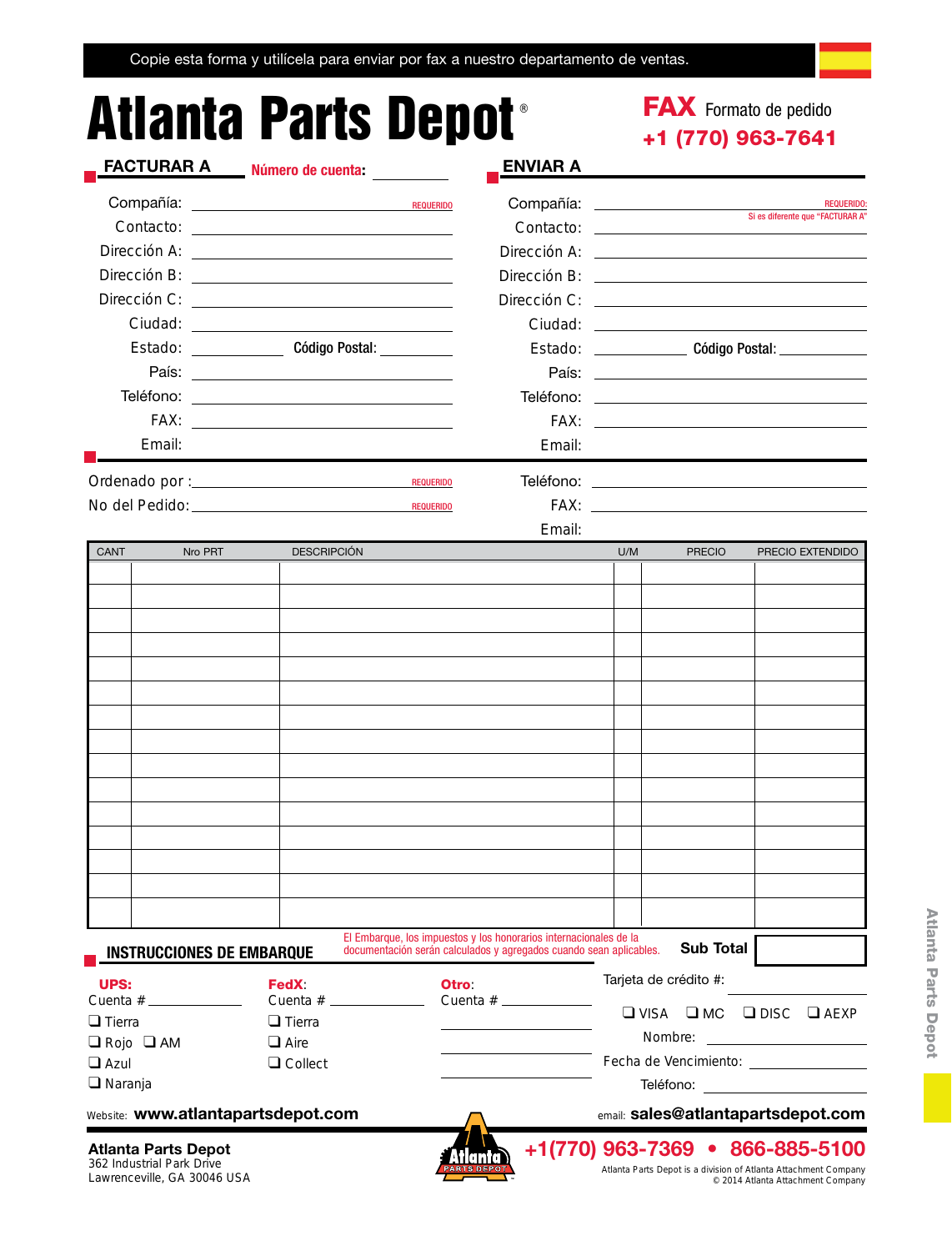Copie esta forma y utilícela para enviar por fax a nuestro departamento de ventas.

# Atlanta Parts Depot®

**FAX** Formato de pedido
**+1 (770) 963-7641**

## FACTURAR A

**Número de cuenta:** ____________

Compañía: ______________________ REQUERIDO
Contacto: ______________________
Dirección A: ______________________
Dirección B: ______________________
Dirección C: ______________________
Ciudad: ______________________
Estado: __________ Código Postal: __________
País: ______________________
Teléfono: ______________________
FAX: ______________________
Email:

## ENVIAR A

Compañía: ______________________ REQUERIDO: Si es diferente que "FACTURAR A"
Contacto: ______________________
Dirección A: ______________________
Dirección B: ______________________
Dirección C: ______________________
Ciudad: ______________________
Estado: __________ Código Postal: __________
País: ______________________
Teléfono: ______________________
FAX: ______________________
Email:

Ordenado por : ______________________ REQUERIDO
No del Pedido: ______________________ REQUERIDO

Teléfono: ______________________
FAX: ______________________
Email:

| CANT | Nro PRT | DESCRIPCIÓN | U/M | PRECIO | PRECIO EXTENDIDO |
|---|---|---|---|---|---|
| | | | | | |
| | | | | | |
| | | | | | |
| | | | | | |
| | | | | | |
| | | | | | |
| | | | | | |
| | | | | | |
| | | | | | |
| | | | | | |
| | | | | | |
| | | | | | |
| | | | | | |
| | | | | | |
| | | | | | |

## INSTRUCCIONES DE EMBARQUE

El Embarque, los impuestos y los honorarios internacionales de la documentación serán calculados y agregados cuando sean aplicables.

**Sub Total** ____________

**UPS:**
Cuenta # ____________
❑ Tierra
❑ Rojo ❑ AM
❑ Azul
❑ Naranja

**FedX:**
Cuenta # ____________
❑ Tierra
❑ Aire
❑ Collect

**Otro:**
Cuenta # ____________

Tarjeta de crédito #: ____________
❑ VISA ❑ MC ❑ DISC ❑ AEXP
Nombre: ____________
Fecha de Vencimiento: ____________
Teléfono: ____________

Website: **www.atlantapartsdepot.com**
email: **sales@atlantapartsdepot.com**

**Atlanta Parts Depot**
362 Industrial Park Drive
Lawrenceville, GA 30046 USA

**+1(770) 963-7369 • 866-885-5100**

Atlanta Parts Depot is a division of Atlanta Attachment Company
© 2014 Atlanta Attachment Company

Atlanta Parts Depot